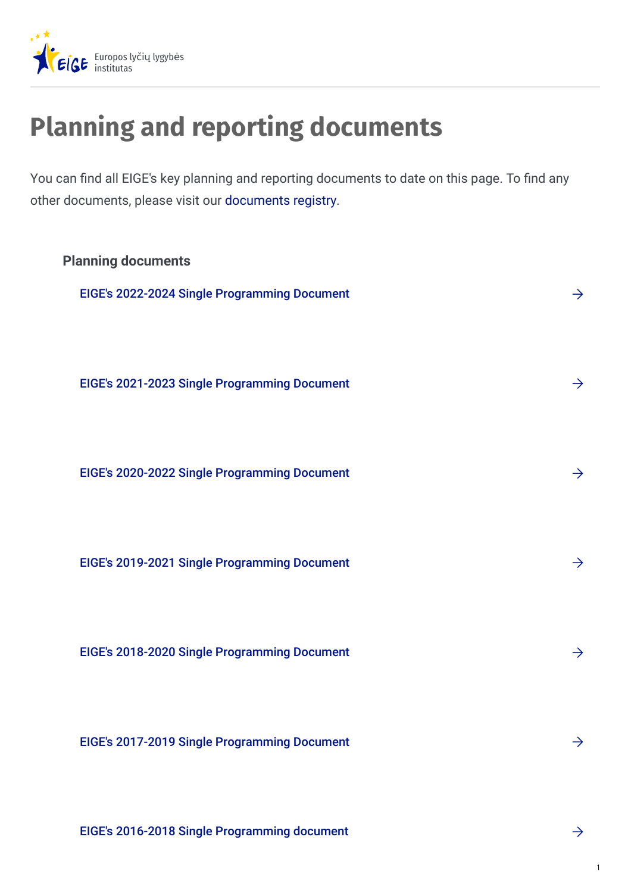Europos lyčių lygybės institutas

# Planning and reporting documents

You can find all EIGE's key planning and reporting documents to date on this page. To find any other documents, please visit our documents registry.

## Planning documents

EIGE's 2022-2024 Single Programming Document

EIGE's 2021-2023 Single Programming Document

EIGE's 2020-2022 Single Programming Document

EIGE's 2019-2021 Single Programming Document

EIGE's 2018-2020 Single Programming Document

EIGE's 2017-2019 Single Programming Document

EIGE's 2016-2018 Single Programming document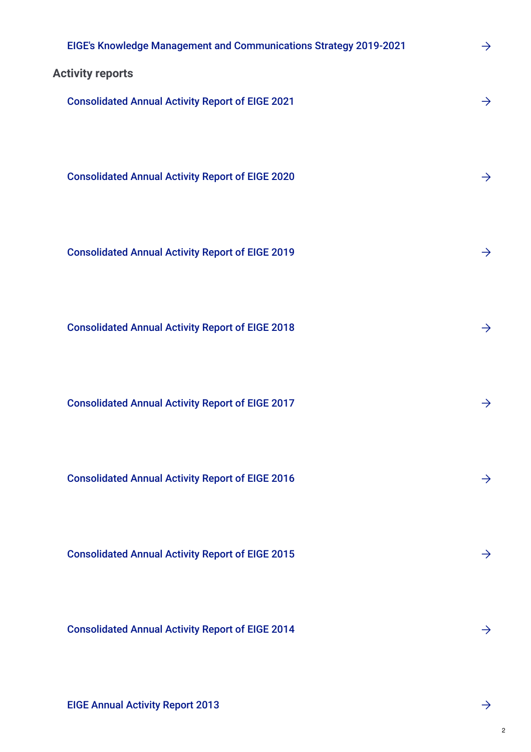EIGE's Knowledge Management and Communications Strategy 2019-2021 →

## Activity reports

Consolidated Annual Activity Report of EIGE 2021 →

Consolidated Annual Activity Report of EIGE 2020 →

Consolidated Annual Activity Report of EIGE 2019 →

Consolidated Annual Activity Report of EIGE 2018 →

Consolidated Annual Activity Report of EIGE 2017 →

Consolidated Annual Activity Report of EIGE 2016 →

Consolidated Annual Activity Report of EIGE 2015 →

Consolidated Annual Activity Report of EIGE 2014 →

EIGE Annual Activity Report 2013 →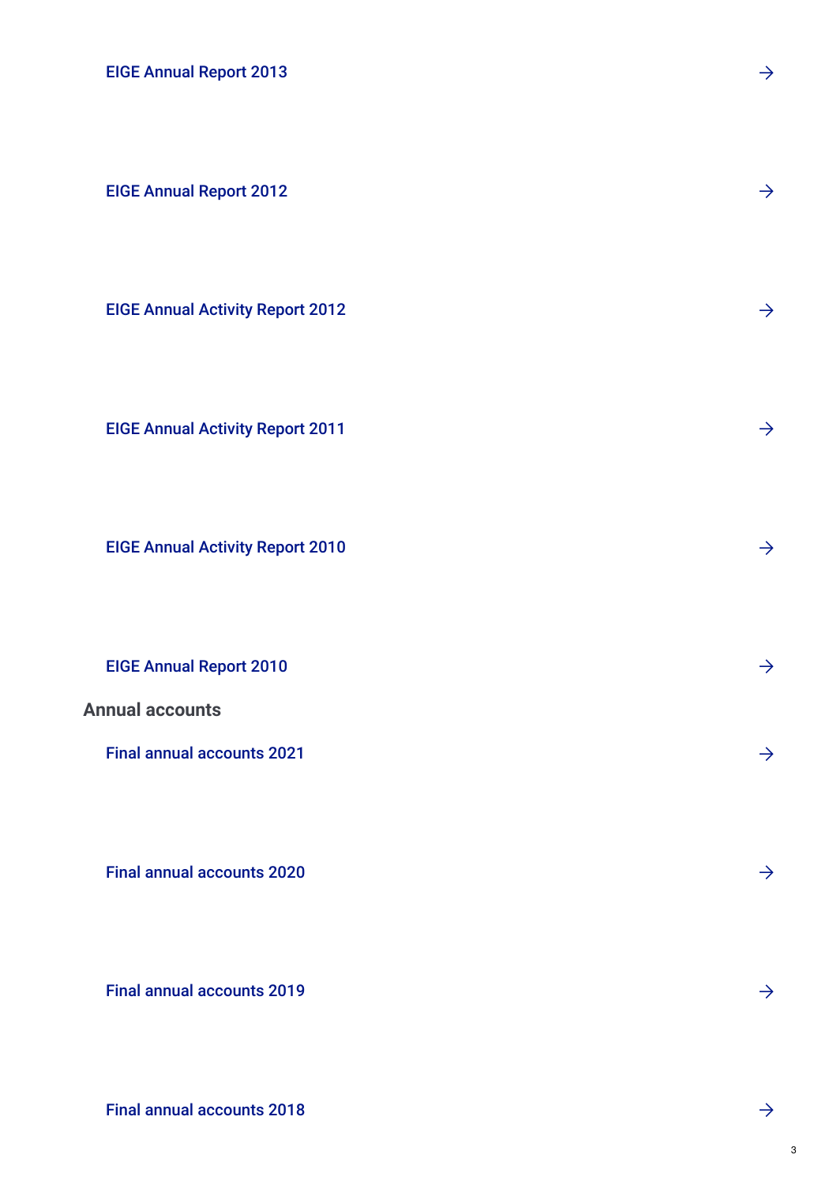EIGE Annual Report 2013 →

EIGE Annual Report 2012 →

EIGE Annual Activity Report 2012 →

EIGE Annual Activity Report 2011 →

EIGE Annual Activity Report 2010 →

EIGE Annual Report 2010 →

## Annual accounts

Final annual accounts 2021 →

Final annual accounts 2020 →

Final annual accounts 2019 →

Final annual accounts 2018 →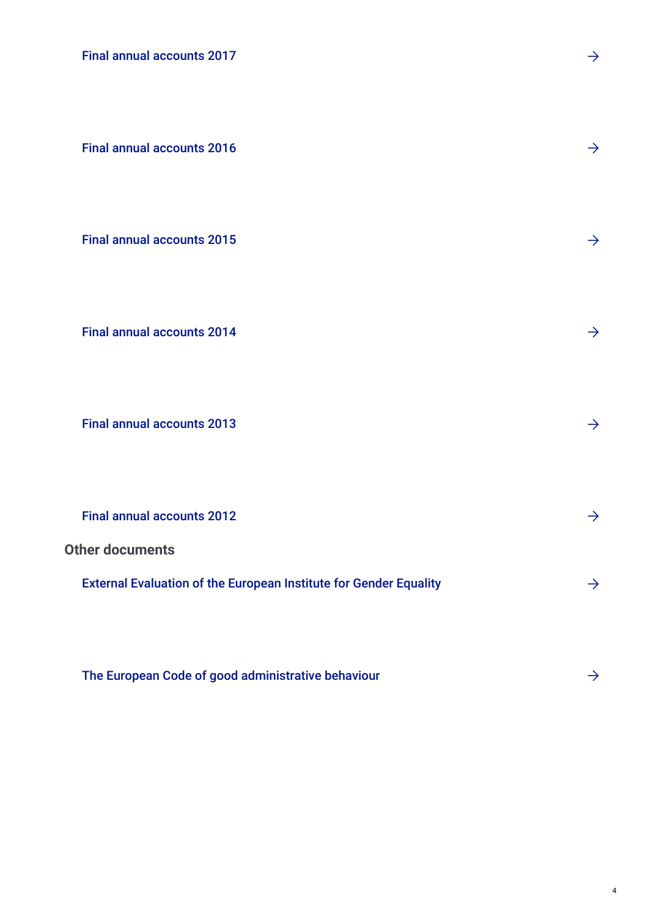Final annual accounts 2017 →

Final annual accounts 2016 →

Final annual accounts 2015 →

Final annual accounts 2014 →

Final annual accounts 2013 →

Final annual accounts 2012 →

## Other documents

External Evaluation of the European Institute for Gender Equality →

The European Code of good administrative behaviour →